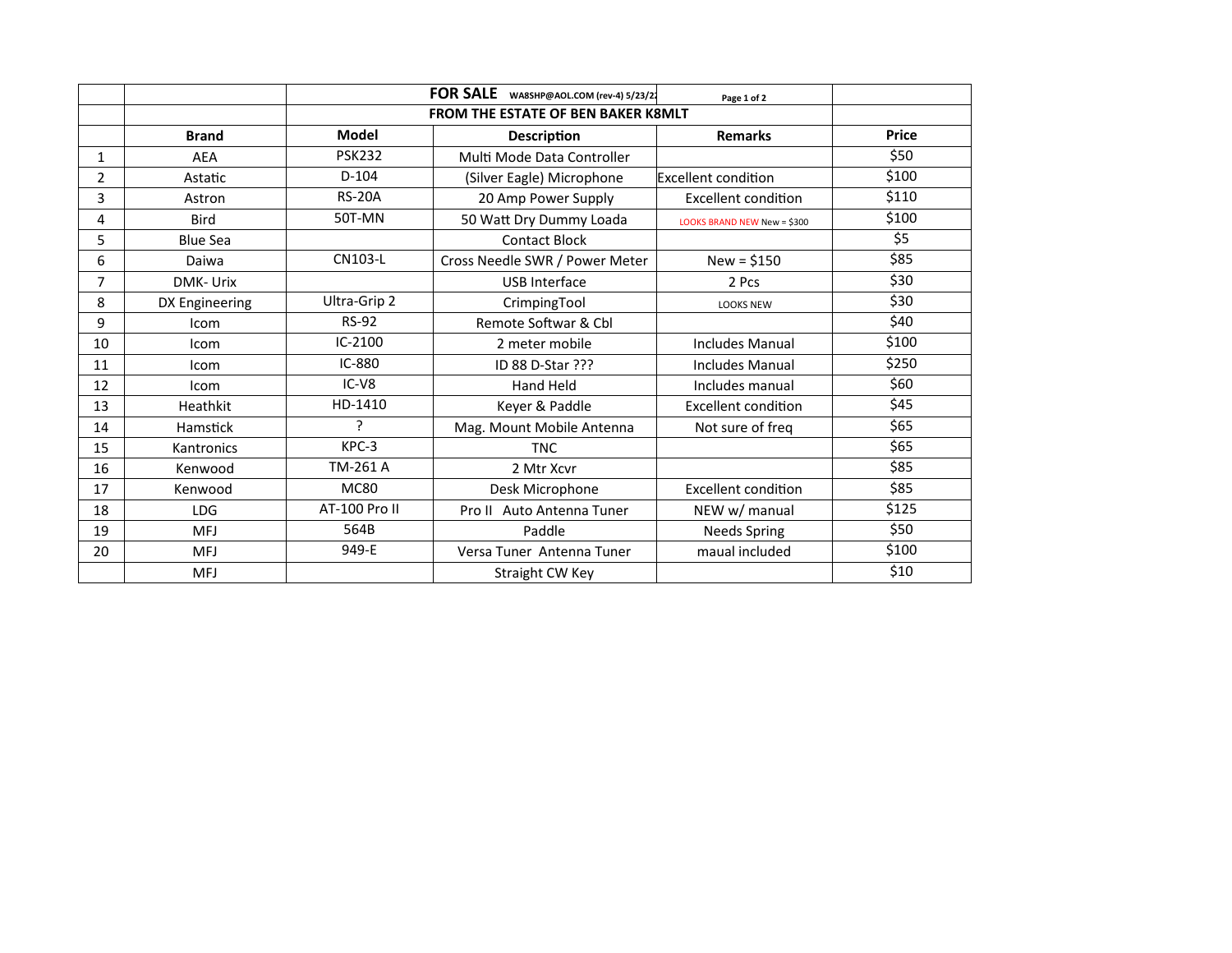| | | | | | |
|---|---|---|---|---|---|
| | | FOR SALE WA8SHP@AOL.COM (rev-4) 5/23/2: | | Page 1 of 2 | |
| | | FROM THE ESTATE OF BEN BAKER K8MLT | | | |
| | **Brand** | **Model** | **Description** | **Remarks** | **Price** |
| 1 | AEA | PSK232 | Multi Mode Data Controller | | $50 |
| 2 | Astatic | D-104 | (Silver Eagle) Microphone | Excellent condition | $100 |
| 3 | Astron | RS-20A | 20 Amp Power Supply | Excellent condition | $110 |
| 4 | Bird | 50T-MN | 50 Watt Dry Dummy Loada | LOOKS BRAND NEW New = $300 | $100 |
| 5 | Blue Sea | | Contact Block | | $5 |
| 6 | Daiwa | CN103-L | Cross Needle SWR / Power Meter | New = $150 | $85 |
| 7 | DMK- Urix | | USB Interface | 2 Pcs | $30 |
| 8 | DX Engineering | Ultra-Grip 2 | CrimpingTool | LOOKS NEW | $30 |
| 9 | Icom | RS-92 | Remote Softwar & Cbl | | $40 |
| 10 | Icom | IC-2100 | 2 meter mobile | Includes Manual | $100 |
| 11 | Icom | IC-880 | ID 88 D-Star ??? | Includes Manual | $250 |
| 12 | Icom | IC-V8 | Hand Held | Includes manual | $60 |
| 13 | Heathkit | HD-1410 | Keyer & Paddle | Excellent condition | $45 |
| 14 | Hamstick | ? | Mag. Mount Mobile Antenna | Not sure of freq | $65 |
| 15 | Kantronics | KPC-3 | TNC | | $65 |
| 16 | Kenwood | TM-261 A | 2 Mtr Xcvr | | $85 |
| 17 | Kenwood | MC80 | Desk Microphone | Excellent condition | $85 |
| 18 | LDG | AT-100 Pro II | Pro II Auto Antenna Tuner | NEW w/ manual | $125 |
| 19 | MFJ | 564B | Paddle | Needs Spring | $50 |
| 20 | MFJ | 949-E | Versa Tuner Antenna Tuner | maual included | $100 |
| | MFJ | | Straight CW Key | | $10 |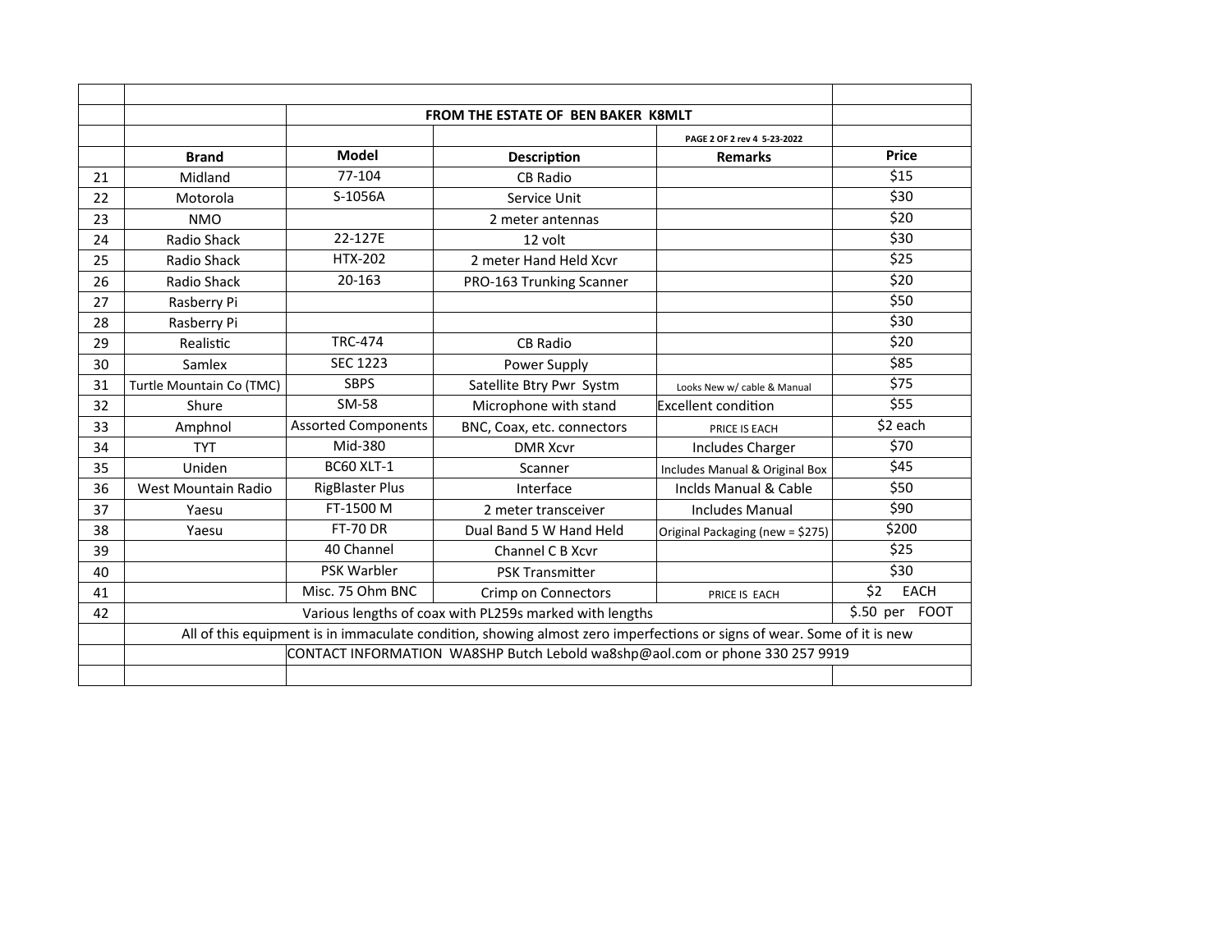**FROM THE ESTATE OF BEN BAKER K8MLT**

PAGE 2 OF 2 rev 4 5-23-2022

| | Brand | Model | Description | Remarks | Price |
|---|---|---|---|---|---|
| 21 | Midland | 77-104 | CB Radio | | $15 |
| 22 | Motorola | S-1056A | Service Unit | | $30 |
| 23 | NMO | | 2 meter antennas | | $20 |
| 24 | Radio Shack | 22-127E | 12 volt | | $30 |
| 25 | Radio Shack | HTX-202 | 2 meter Hand Held Xcvr | | $25 |
| 26 | Radio Shack | 20-163 | PRO-163 Trunking Scanner | | $20 |
| 27 | Rasberry Pi | | | | $50 |
| 28 | Rasberry Pi | | | | $30 |
| 29 | Realistic | TRC-474 | CB Radio | | $20 |
| 30 | Samlex | SEC 1223 | Power Supply | | $85 |
| 31 | Turtle Mountain Co (TMC) | SBPS | Satellite Btry Pwr Systm | Looks New w/ cable & Manual | $75 |
| 32 | Shure | SM-58 | Microphone with stand | Excellent condition | $55 |
| 33 | Amphnol | Assorted Components | BNC, Coax, etc. connectors | PRICE IS EACH | $2 each |
| 34 | TYT | Mid-380 | DMR Xcvr | Includes Charger | $70 |
| 35 | Uniden | BC60 XLT-1 | Scanner | Includes Manual & Original Box | $45 |
| 36 | West Mountain Radio | RigBlaster Plus | Interface | Inclds Manual & Cable | $50 |
| 37 | Yaesu | FT-1500 M | 2 meter transceiver | Includes Manual | $90 |
| 38 | Yaesu | FT-70 DR | Dual Band 5 W Hand Held | Original Packaging (new = $275) | $200 |
| 39 | | 40 Channel | Channel C B Xcvr | | $25 |
| 40 | | PSK Warbler | PSK Transmitter | | $30 |
| 41 | | Misc. 75 Ohm BNC | Crimp on Connectors | PRICE IS EACH | $2 EACH |
| 42 | Various lengths of coax with PL259s marked with lengths | | | | $.50 per FOOT |
| | All of this equipment is in immaculate condition, showing almost zero imperfections or signs of wear. Some of it is new | | | | |
| | | CONTACT INFORMATION WA8SHP Butch Lebold wa8shp@aol.com or phone 330 257 9919 | | | |